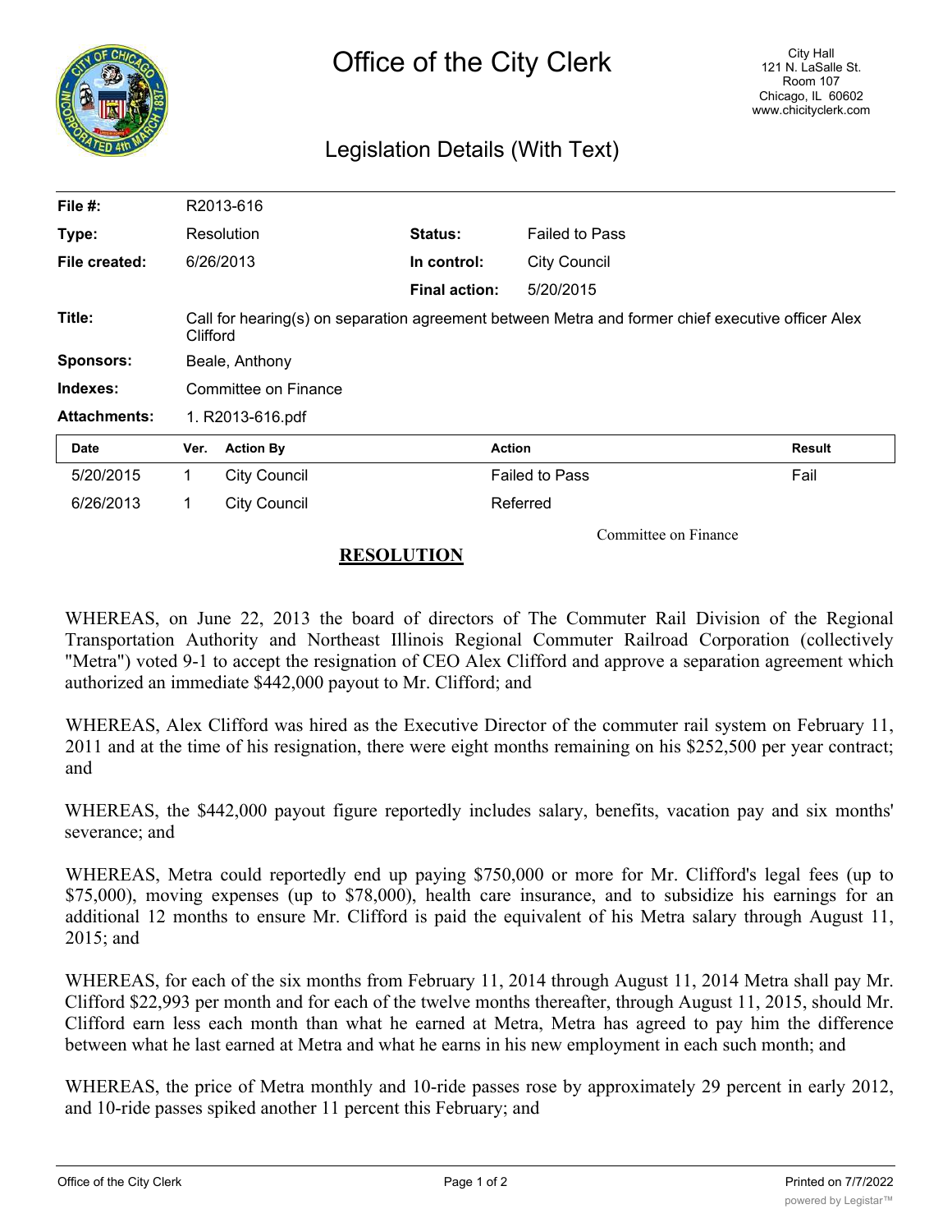# Office of the City Clerk

City Hall
121 N. LaSalle St.
Room 107
Chicago, IL 60602
www.chicityclerk.com

## Legislation Details (With Text)

| | | | |
|---|---|---|---|
| **File #:** | R2013-616 | | |
| **Type:** | Resolution | **Status:** | Failed to Pass |
| **File created:** | 6/26/2013 | **In control:** | City Council |
| | | **Final action:** | 5/20/2015 |
| **Title:** | Call for hearing(s) on separation agreement between Metra and former chief executive officer Alex Clifford | | |
| **Sponsors:** | Beale, Anthony | | |
| **Indexes:** | Committee on Finance | | |
| **Attachments:** | 1. R2013-616.pdf | | |

| Date | Ver. | Action By | Action | Result |
|---|---|---|---|---|
| 5/20/2015 | 1 | City Council | Failed to Pass | Fail |
| 6/26/2013 | 1 | City Council | Referred | |

Committee on Finance

**RESOLUTION**

WHEREAS, on June 22, 2013 the board of directors of The Commuter Rail Division of the Regional Transportation Authority and Northeast Illinois Regional Commuter Railroad Corporation (collectively "Metra") voted 9-1 to accept the resignation of CEO Alex Clifford and approve a separation agreement which authorized an immediate $442,000 payout to Mr. Clifford; and

WHEREAS, Alex Clifford was hired as the Executive Director of the commuter rail system on February 11, 2011 and at the time of his resignation, there were eight months remaining on his $252,500 per year contract; and

WHEREAS, the $442,000 payout figure reportedly includes salary, benefits, vacation pay and six months' severance; and

WHEREAS, Metra could reportedly end up paying $750,000 or more for Mr. Clifford's legal fees (up to $75,000), moving expenses (up to $78,000), health care insurance, and to subsidize his earnings for an additional 12 months to ensure Mr. Clifford is paid the equivalent of his Metra salary through August 11, 2015; and

WHEREAS, for each of the six months from February 11, 2014 through August 11, 2014 Metra shall pay Mr. Clifford $22,993 per month and for each of the twelve months thereafter, through August 11, 2015, should Mr. Clifford earn less each month than what he earned at Metra, Metra has agreed to pay him the difference between what he last earned at Metra and what he earns in his new employment in each such month; and

WHEREAS, the price of Metra monthly and 10-ride passes rose by approximately 29 percent in early 2012, and 10-ride passes spiked another 11 percent this February; and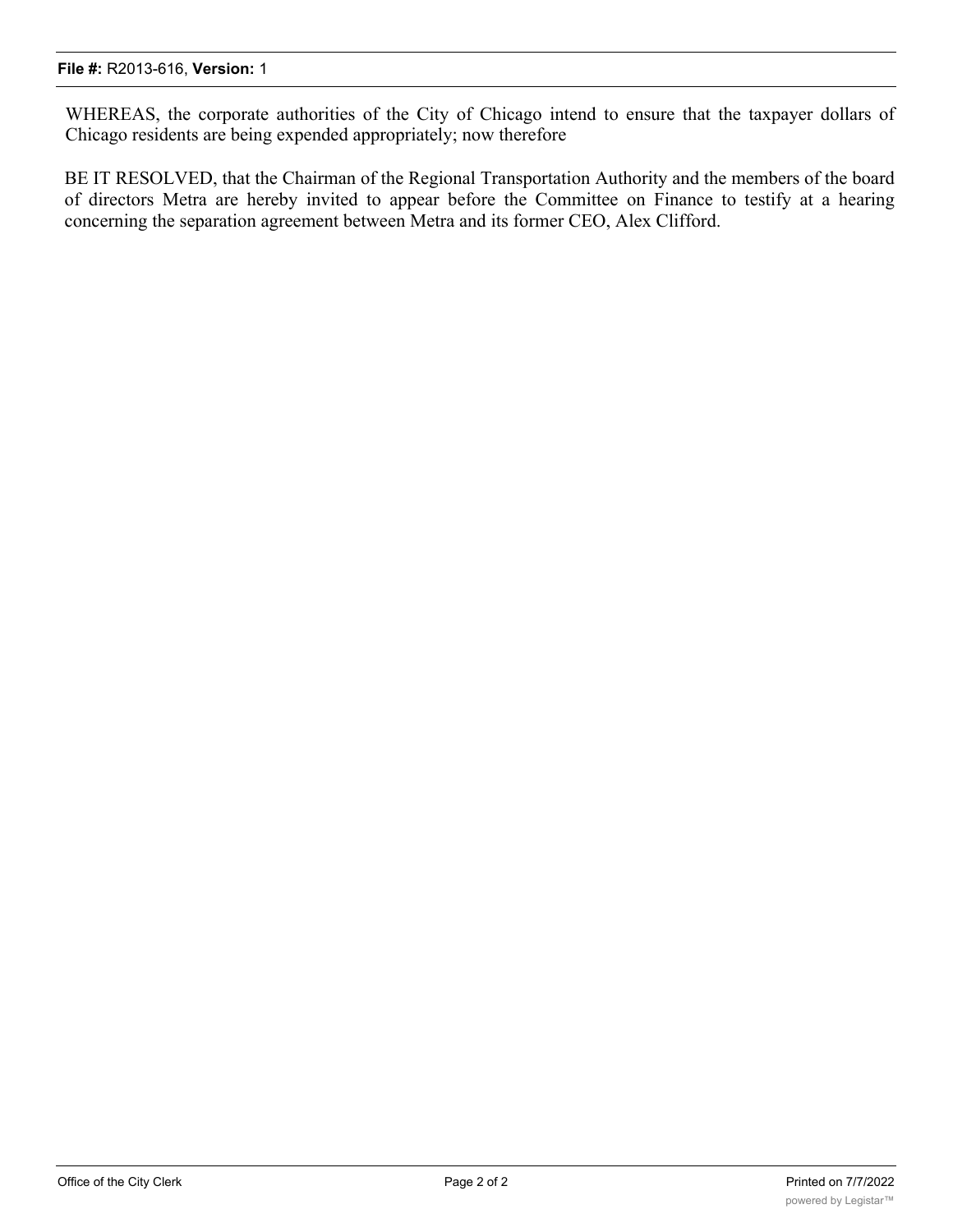WHEREAS, the corporate authorities of the City of Chicago intend to ensure that the taxpayer dollars of Chicago residents are being expended appropriately; now therefore

BE IT RESOLVED, that the Chairman of the Regional Transportation Authority and the members of the board of directors Metra are hereby invited to appear before the Committee on Finance to testify at a hearing concerning the separation agreement between Metra and its former CEO, Alex Clifford.